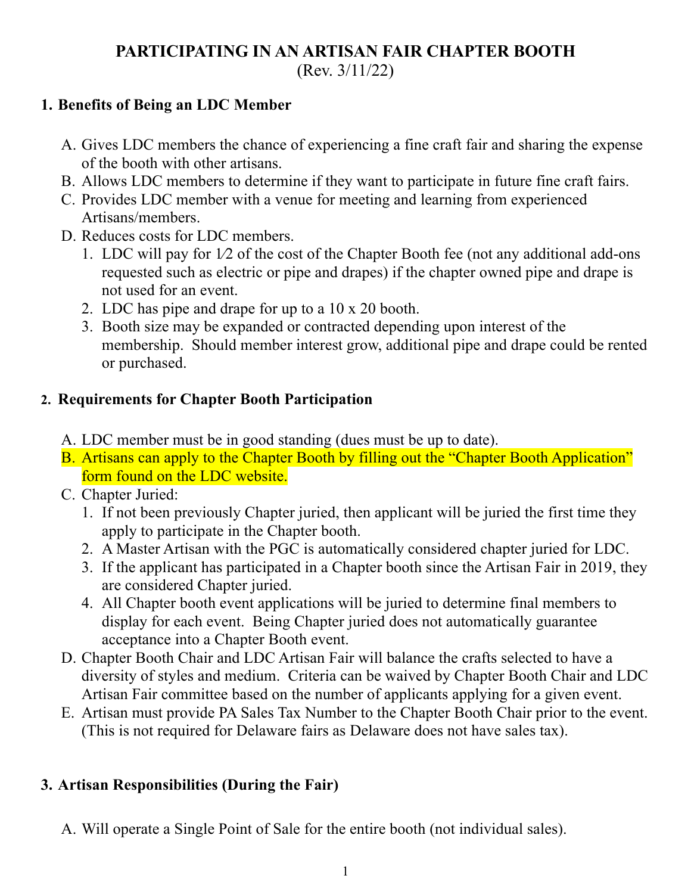# PARTICIPATING IN AN ARTISAN FAIR CHAPTER BOOTH

(Rev. 3/11/22)

## 1. Benefits of Being an LDC Member

A. Gives LDC members the chance of experiencing a fine craft fair and sharing the expense of the booth with other artisans.
B. Allows LDC members to determine if they want to participate in future fine craft fairs.
C. Provides LDC member with a venue for meeting and learning from experienced Artisans/members.
D. Reduces costs for LDC members.
   1. LDC will pay for 1⁄2 of the cost of the Chapter Booth fee (not any additional add-ons requested such as electric or pipe and drapes) if the chapter owned pipe and drape is not used for an event.
   2. LDC has pipe and drape for up to a 10 x 20 booth.
   3. Booth size may be expanded or contracted depending upon interest of the membership. Should member interest grow, additional pipe and drape could be rented or purchased.

## 2. Requirements for Chapter Booth Participation

A. LDC member must be in good standing (dues must be up to date).
B. Artisans can apply to the Chapter Booth by filling out the "Chapter Booth Application" form found on the LDC website.
C. Chapter Juried:
   1. If not been previously Chapter juried, then applicant will be juried the first time they apply to participate in the Chapter booth.
   2. A Master Artisan with the PGC is automatically considered chapter juried for LDC.
   3. If the applicant has participated in a Chapter booth since the Artisan Fair in 2019, they are considered Chapter juried.
   4. All Chapter booth event applications will be juried to determine final members to display for each event. Being Chapter juried does not automatically guarantee acceptance into a Chapter Booth event.
D. Chapter Booth Chair and LDC Artisan Fair will balance the crafts selected to have a diversity of styles and medium. Criteria can be waived by Chapter Booth Chair and LDC Artisan Fair committee based on the number of applicants applying for a given event.
E. Artisan must provide PA Sales Tax Number to the Chapter Booth Chair prior to the event. (This is not required for Delaware fairs as Delaware does not have sales tax).

## 3. Artisan Responsibilities (During the Fair)

A. Will operate a Single Point of Sale for the entire booth (not individual sales).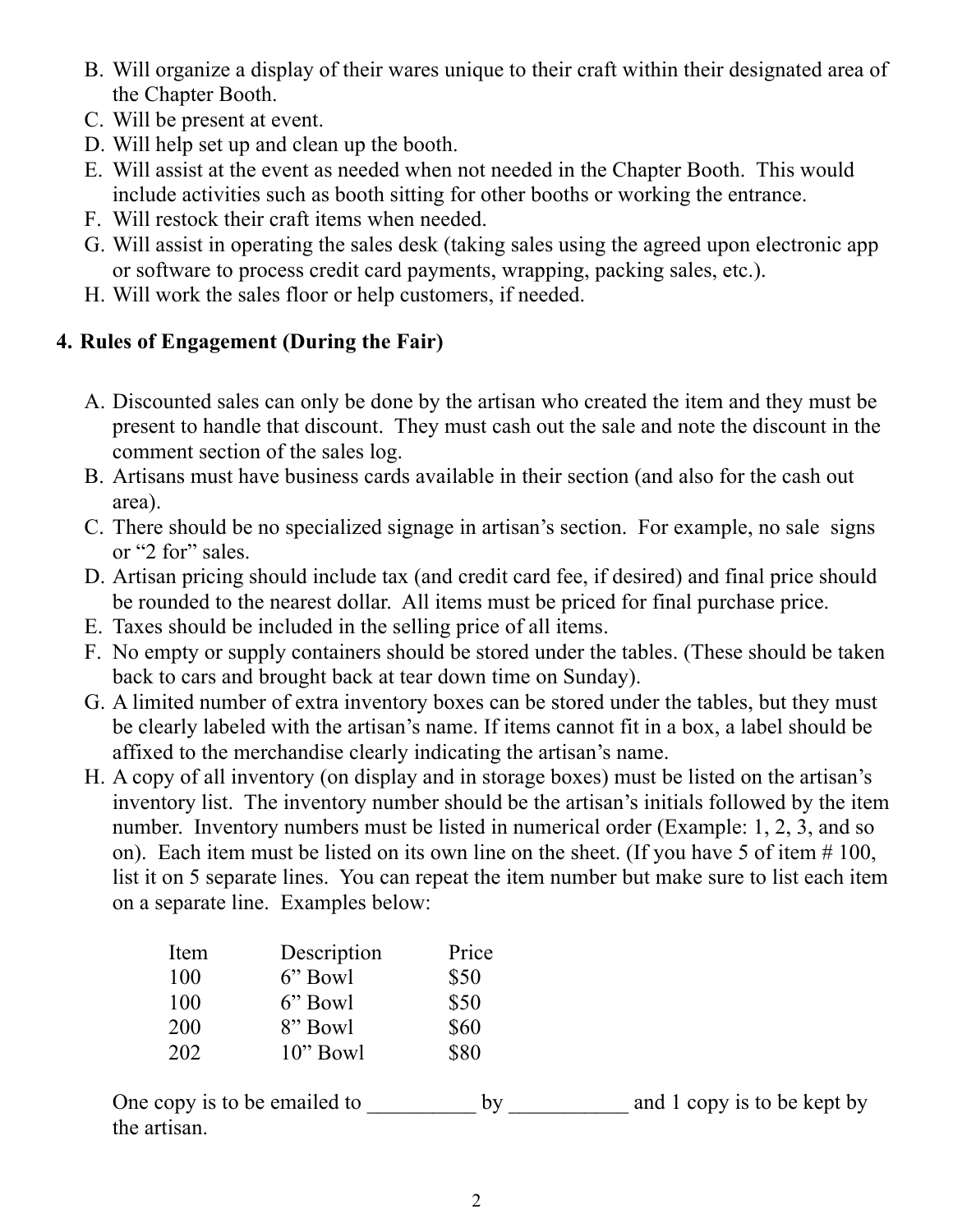B. Will organize a display of their wares unique to their craft within their designated area of the Chapter Booth.
C. Will be present at event.
D. Will help set up and clean up the booth.
E. Will assist at the event as needed when not needed in the Chapter Booth. This would include activities such as booth sitting for other booths or working the entrance.
F. Will restock their craft items when needed.
G. Will assist in operating the sales desk (taking sales using the agreed upon electronic app or software to process credit card payments, wrapping, packing sales, etc.).
H. Will work the sales floor or help customers, if needed.

**4. Rules of Engagement (During the Fair)**

A. Discounted sales can only be done by the artisan who created the item and they must be present to handle that discount. They must cash out the sale and note the discount in the comment section of the sales log.
B. Artisans must have business cards available in their section (and also for the cash out area).
C. There should be no specialized signage in artisan's section. For example, no sale signs or "2 for" sales.
D. Artisan pricing should include tax (and credit card fee, if desired) and final price should be rounded to the nearest dollar. All items must be priced for final purchase price.
E. Taxes should be included in the selling price of all items.
F. No empty or supply containers should be stored under the tables. (These should be taken back to cars and brought back at tear down time on Sunday).
G. A limited number of extra inventory boxes can be stored under the tables, but they must be clearly labeled with the artisan's name. If items cannot fit in a box, a label should be affixed to the merchandise clearly indicating the artisan's name.
H. A copy of all inventory (on display and in storage boxes) must be listed on the artisan's inventory list. The inventory number should be the artisan's initials followed by the item number. Inventory numbers must be listed in numerical order (Example: 1, 2, 3, and so on). Each item must be listed on its own line on the sheet. (If you have 5 of item # 100, list it on 5 separate lines. You can repeat the item number but make sure to list each item on a separate line. Examples below:

| Item | Description | Price |
|---|---|---|
| 100 | 6" Bowl | $50 |
| 100 | 6" Bowl | $50 |
| 200 | 8" Bowl | $60 |
| 202 | 10" Bowl | $80 |

One copy is to be emailed to __________ by ___________ and 1 copy is to be kept by the artisan.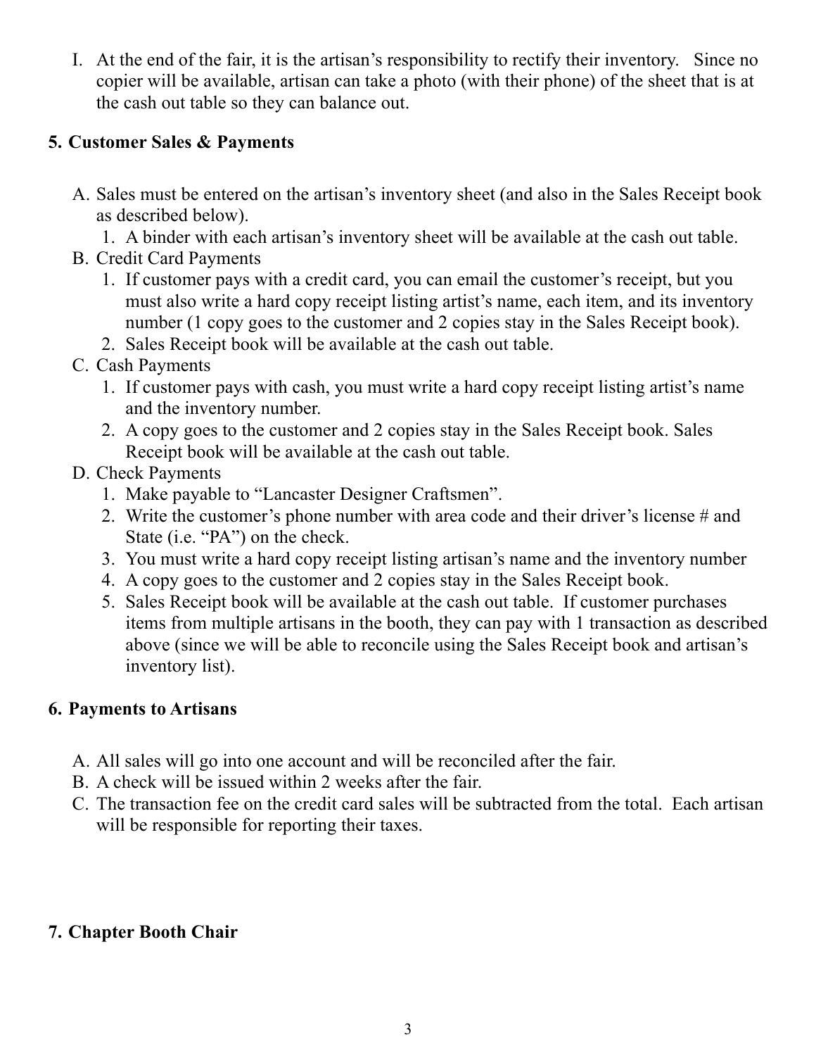I. At the end of the fair, it is the artisan's responsibility to rectify their inventory. Since no copier will be available, artisan can take a photo (with their phone) of the sheet that is at the cash out table so they can balance out.

## 5. Customer Sales & Payments

A. Sales must be entered on the artisan's inventory sheet (and also in the Sales Receipt book as described below).
   1. A binder with each artisan's inventory sheet will be available at the cash out table.

B. Credit Card Payments
   1. If customer pays with a credit card, you can email the customer's receipt, but you must also write a hard copy receipt listing artist's name, each item, and its inventory number (1 copy goes to the customer and 2 copies stay in the Sales Receipt book).
   2. Sales Receipt book will be available at the cash out table.

C. Cash Payments
   1. If customer pays with cash, you must write a hard copy receipt listing artist's name and the inventory number.
   2. A copy goes to the customer and 2 copies stay in the Sales Receipt book. Sales Receipt book will be available at the cash out table.

D. Check Payments
   1. Make payable to "Lancaster Designer Craftsmen".
   2. Write the customer's phone number with area code and their driver's license # and State (i.e. "PA") on the check.
   3. You must write a hard copy receipt listing artisan's name and the inventory number
   4. A copy goes to the customer and 2 copies stay in the Sales Receipt book.
   5. Sales Receipt book will be available at the cash out table. If customer purchases items from multiple artisans in the booth, they can pay with 1 transaction as described above (since we will be able to reconcile using the Sales Receipt book and artisan's inventory list).

## 6. Payments to Artisans

A. All sales will go into one account and will be reconciled after the fair.

B. A check will be issued within 2 weeks after the fair.

C. The transaction fee on the credit card sales will be subtracted from the total. Each artisan will be responsible for reporting their taxes.

## 7. Chapter Booth Chair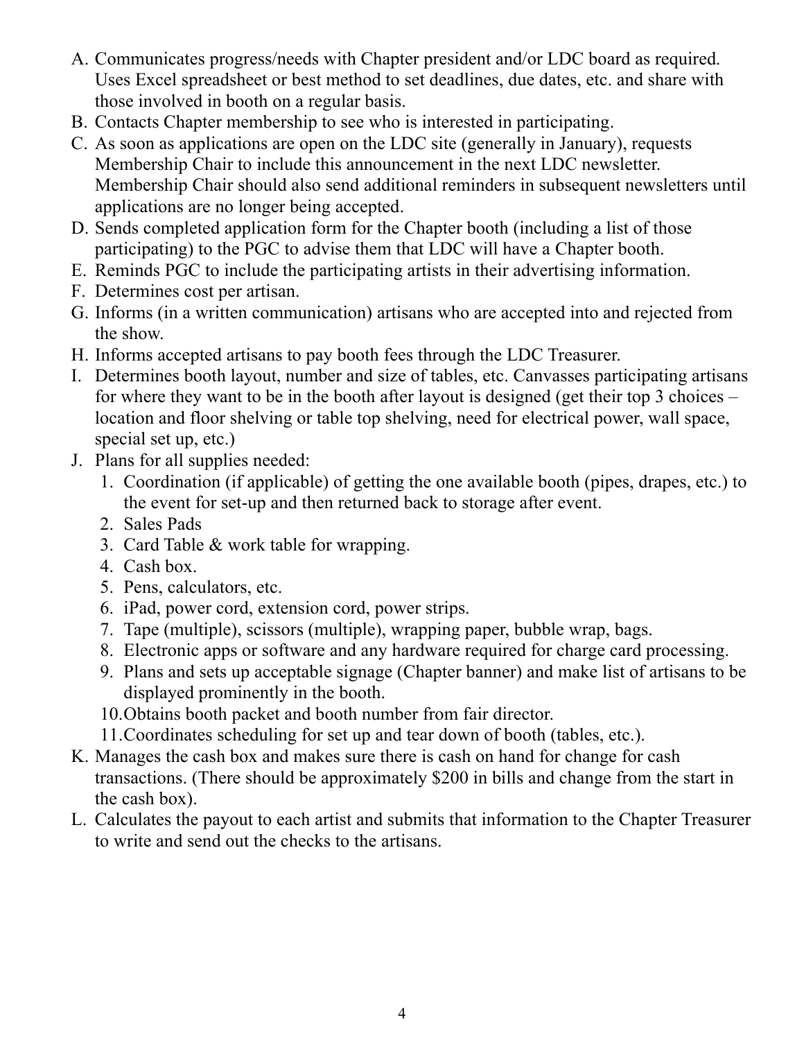A. Communicates progress/needs with Chapter president and/or LDC board as required. Uses Excel spreadsheet or best method to set deadlines, due dates, etc. and share with those involved in booth on a regular basis.
B. Contacts Chapter membership to see who is interested in participating.
C. As soon as applications are open on the LDC site (generally in January), requests Membership Chair to include this announcement in the next LDC newsletter. Membership Chair should also send additional reminders in subsequent newsletters until applications are no longer being accepted.
D. Sends completed application form for the Chapter booth (including a list of those participating) to the PGC to advise them that LDC will have a Chapter booth.
E. Reminds PGC to include the participating artists in their advertising information.
F. Determines cost per artisan.
G. Informs (in a written communication) artisans who are accepted into and rejected from the show.
H. Informs accepted artisans to pay booth fees through the LDC Treasurer.
I. Determines booth layout, number and size of tables, etc. Canvasses participating artisans for where they want to be in the booth after layout is designed (get their top 3 choices – location and floor shelving or table top shelving, need for electrical power, wall space, special set up, etc.)
J. Plans for all supplies needed:
    1. Coordination (if applicable) of getting the one available booth (pipes, drapes, etc.) to the event for set-up and then returned back to storage after event.
    2. Sales Pads
    3. Card Table & work table for wrapping.
    4. Cash box.
    5. Pens, calculators, etc.
    6. iPad, power cord, extension cord, power strips.
    7. Tape (multiple), scissors (multiple), wrapping paper, bubble wrap, bags.
    8. Electronic apps or software and any hardware required for charge card processing.
    9. Plans and sets up acceptable signage (Chapter banner) and make list of artisans to be displayed prominently in the booth.
    10. Obtains booth packet and booth number from fair director.
    11. Coordinates scheduling for set up and tear down of booth (tables, etc.).
K. Manages the cash box and makes sure there is cash on hand for change for cash transactions. (There should be approximately $200 in bills and change from the start in the cash box).
L. Calculates the payout to each artist and submits that information to the Chapter Treasurer to write and send out the checks to the artisans.